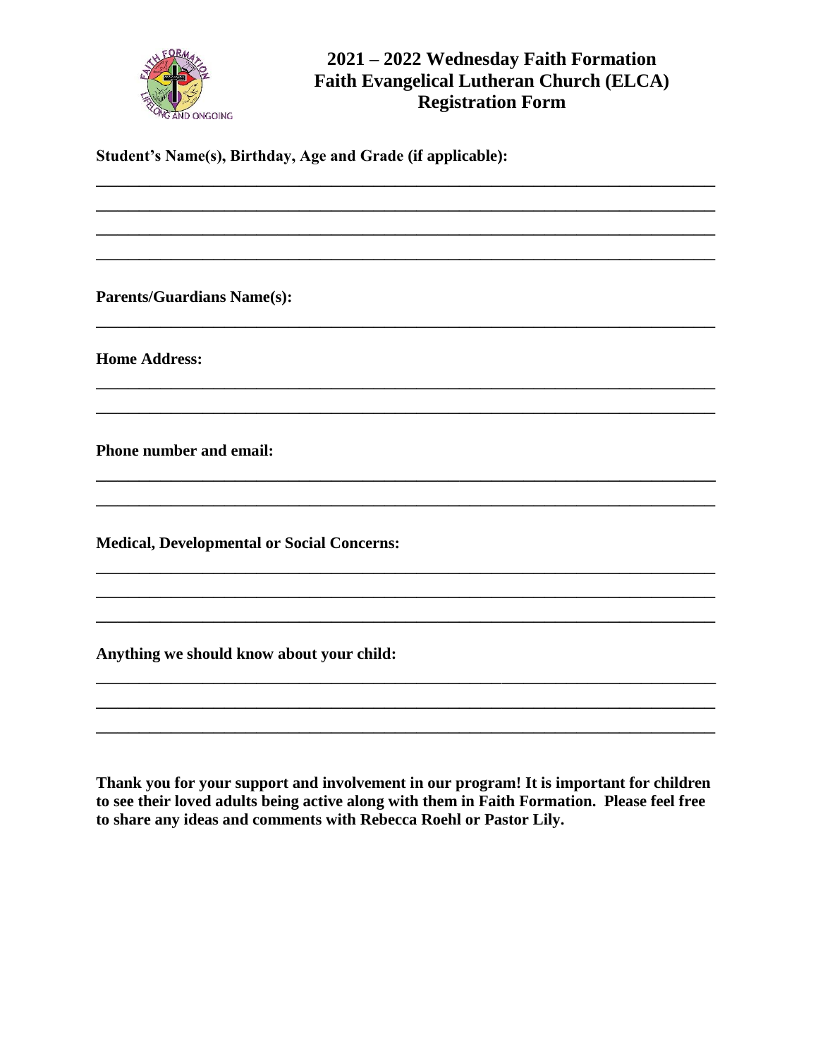# 2021 – 2022 Wednesday Faith Formation
# Faith Evangelical Lutheran Church (ELCA)
# Registration Form

**Student's Name(s), Birthday, Age and Grade (if applicable):**

\_\_\_\_\_\_\_\_\_\_\_\_\_\_\_\_\_\_\_\_\_\_\_\_\_\_\_\_\_\_\_\_\_\_\_\_\_\_\_\_\_\_\_\_\_\_\_\_\_\_\_\_\_\_\_\_\_\_\_\_\_\_\_\_\_\_\_\_\_\_

\_\_\_\_\_\_\_\_\_\_\_\_\_\_\_\_\_\_\_\_\_\_\_\_\_\_\_\_\_\_\_\_\_\_\_\_\_\_\_\_\_\_\_\_\_\_\_\_\_\_\_\_\_\_\_\_\_\_\_\_\_\_\_\_\_\_\_\_\_\_

\_\_\_\_\_\_\_\_\_\_\_\_\_\_\_\_\_\_\_\_\_\_\_\_\_\_\_\_\_\_\_\_\_\_\_\_\_\_\_\_\_\_\_\_\_\_\_\_\_\_\_\_\_\_\_\_\_\_\_\_\_\_\_\_\_\_\_\_\_\_

\_\_\_\_\_\_\_\_\_\_\_\_\_\_\_\_\_\_\_\_\_\_\_\_\_\_\_\_\_\_\_\_\_\_\_\_\_\_\_\_\_\_\_\_\_\_\_\_\_\_\_\_\_\_\_\_\_\_\_\_\_\_\_\_\_\_\_\_\_\_

**Parents/Guardians Name(s):**

\_\_\_\_\_\_\_\_\_\_\_\_\_\_\_\_\_\_\_\_\_\_\_\_\_\_\_\_\_\_\_\_\_\_\_\_\_\_\_\_\_\_\_\_\_\_\_\_\_\_\_\_\_\_\_\_\_\_\_\_\_\_\_\_\_\_\_\_\_\_

**Home Address:**

\_\_\_\_\_\_\_\_\_\_\_\_\_\_\_\_\_\_\_\_\_\_\_\_\_\_\_\_\_\_\_\_\_\_\_\_\_\_\_\_\_\_\_\_\_\_\_\_\_\_\_\_\_\_\_\_\_\_\_\_\_\_\_\_\_\_\_\_\_\_

\_\_\_\_\_\_\_\_\_\_\_\_\_\_\_\_\_\_\_\_\_\_\_\_\_\_\_\_\_\_\_\_\_\_\_\_\_\_\_\_\_\_\_\_\_\_\_\_\_\_\_\_\_\_\_\_\_\_\_\_\_\_\_\_\_\_\_\_\_\_

**Phone number and email:**

\_\_\_\_\_\_\_\_\_\_\_\_\_\_\_\_\_\_\_\_\_\_\_\_\_\_\_\_\_\_\_\_\_\_\_\_\_\_\_\_\_\_\_\_\_\_\_\_\_\_\_\_\_\_\_\_\_\_\_\_\_\_\_\_\_\_\_\_\_\_

\_\_\_\_\_\_\_\_\_\_\_\_\_\_\_\_\_\_\_\_\_\_\_\_\_\_\_\_\_\_\_\_\_\_\_\_\_\_\_\_\_\_\_\_\_\_\_\_\_\_\_\_\_\_\_\_\_\_\_\_\_\_\_\_\_\_\_\_\_\_

**Medical, Developmental or Social Concerns:**

\_\_\_\_\_\_\_\_\_\_\_\_\_\_\_\_\_\_\_\_\_\_\_\_\_\_\_\_\_\_\_\_\_\_\_\_\_\_\_\_\_\_\_\_\_\_\_\_\_\_\_\_\_\_\_\_\_\_\_\_\_\_\_\_\_\_\_\_\_\_

\_\_\_\_\_\_\_\_\_\_\_\_\_\_\_\_\_\_\_\_\_\_\_\_\_\_\_\_\_\_\_\_\_\_\_\_\_\_\_\_\_\_\_\_\_\_\_\_\_\_\_\_\_\_\_\_\_\_\_\_\_\_\_\_\_\_\_\_\_\_

\_\_\_\_\_\_\_\_\_\_\_\_\_\_\_\_\_\_\_\_\_\_\_\_\_\_\_\_\_\_\_\_\_\_\_\_\_\_\_\_\_\_\_\_\_\_\_\_\_\_\_\_\_\_\_\_\_\_\_\_\_\_\_\_\_\_\_\_\_\_

**Anything we should know about your child:**

\_\_\_\_\_\_\_\_\_\_\_\_\_\_\_\_\_\_\_\_\_\_\_\_\_\_\_\_\_\_\_\_\_\_\_\_\_\_\_\_\_\_\_\_\_\_\_\_\_\_\_\_\_\_\_\_\_\_\_\_\_\_\_\_\_\_\_\_\_\_

\_\_\_\_\_\_\_\_\_\_\_\_\_\_\_\_\_\_\_\_\_\_\_\_\_\_\_\_\_\_\_\_\_\_\_\_\_\_\_\_\_\_\_\_\_\_\_\_\_\_\_\_\_\_\_\_\_\_\_\_\_\_\_\_\_\_\_\_\_\_

\_\_\_\_\_\_\_\_\_\_\_\_\_\_\_\_\_\_\_\_\_\_\_\_\_\_\_\_\_\_\_\_\_\_\_\_\_\_\_\_\_\_\_\_\_\_\_\_\_\_\_\_\_\_\_\_\_\_\_\_\_\_\_\_\_\_\_\_\_\_

**Thank you for your support and involvement in our program! It is important for children to see their loved adults being active along with them in Faith Formation. Please feel free to share any ideas and comments with Rebecca Roehl or Pastor Lily.**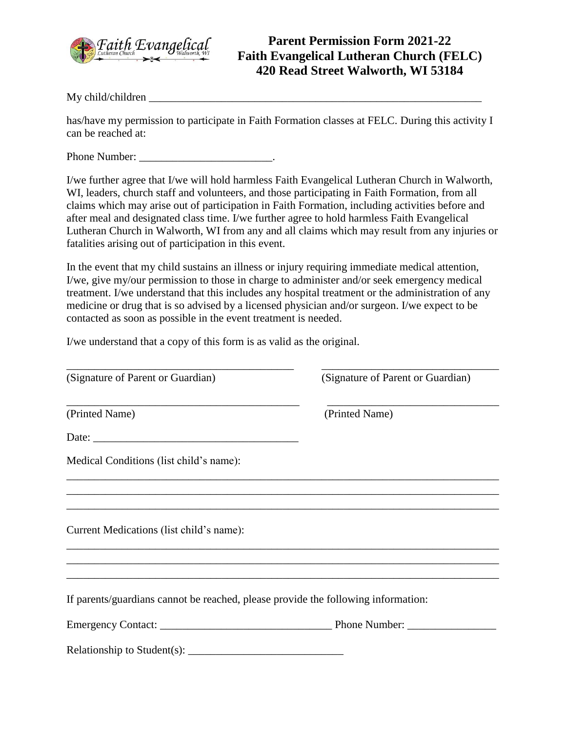# Parent Permission Form 2021-22
# Faith Evangelical Lutheran Church (FELC)
# 420 Read Street Walworth, WI 53184

My child/children ___________________________________________________________

has/have my permission to participate in Faith Formation classes at FELC. During this activity I can be reached at:

Phone Number: ________________________.

I/we further agree that I/we will hold harmless Faith Evangelical Lutheran Church in Walworth, WI, leaders, church staff and volunteers, and those participating in Faith Formation, from all claims which may arise out of participation in Faith Formation, including activities before and after meal and designated class time. I/we further agree to hold harmless Faith Evangelical Lutheran Church in Walworth, WI from any and all claims which may result from any injuries or fatalities arising out of participation in this event.

In the event that my child sustains an illness or injury requiring immediate medical attention, I/we, give my/our permission to those in charge to administer and/or seek emergency medical treatment. I/we understand that this includes any hospital treatment or the administration of any medicine or drug that is so advised by a licensed physician and/or surgeon. I/we expect to be contacted as soon as possible in the event treatment is needed.

I/we understand that a copy of this form is as valid as the original.

__________________________________________ ________________________________
(Signature of Parent or Guardian) (Signature of Parent or Guardian)

___________________________________________ ________________________________
(Printed Name) (Printed Name)

Date: _____________________________________

Medical Conditions (list child's name):

_______________________________________________________________________________
_______________________________________________________________________________
_______________________________________________________________________________

Current Medications (list child's name):

_______________________________________________________________________________
_______________________________________________________________________________
_______________________________________________________________________________

If parents/guardians cannot be reached, please provide the following information:

Emergency Contact: _______________________________ Phone Number: ________________

Relationship to Student(s): ____________________________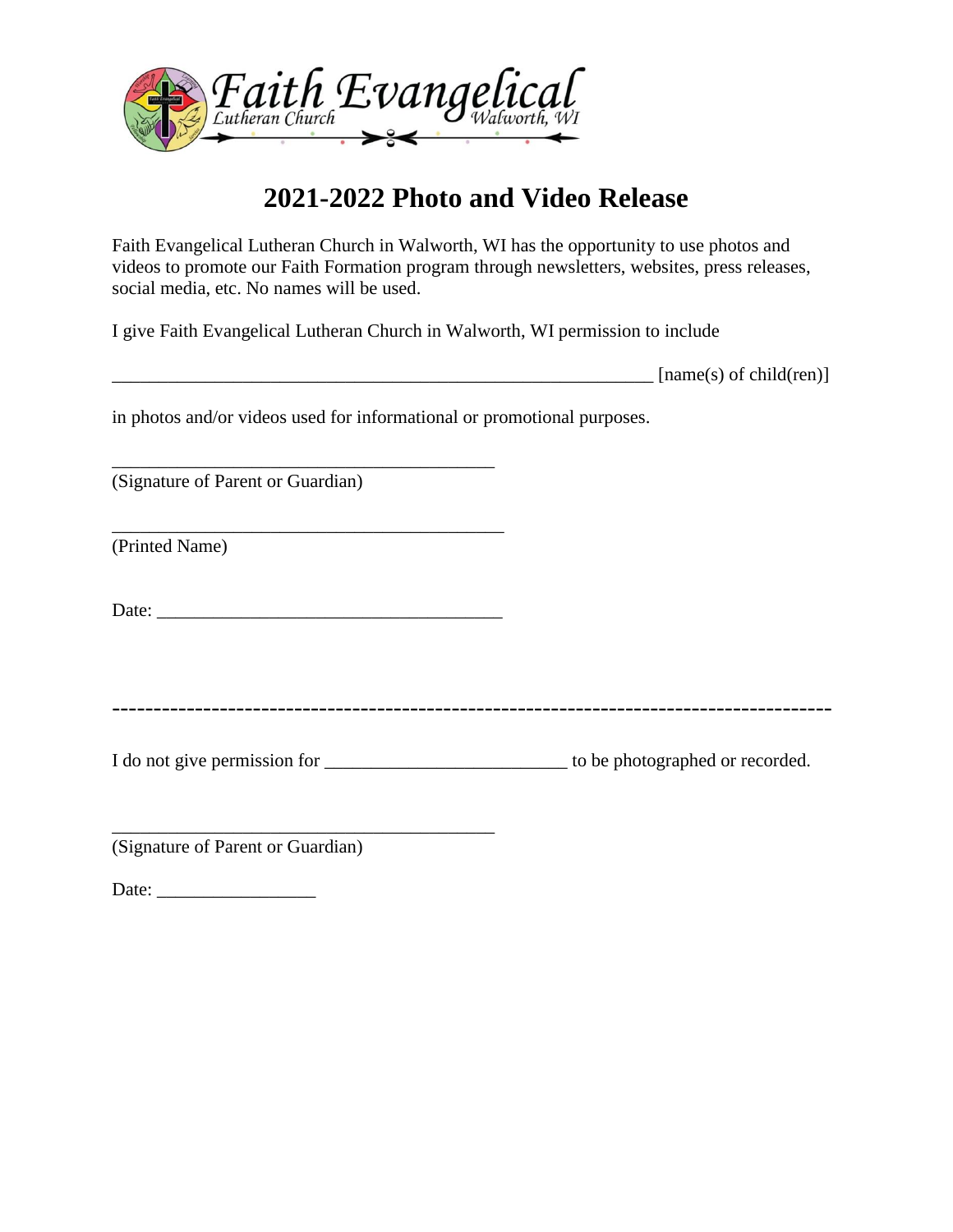Faith Evangelical
Lutheran Church Walworth, WI

# 2021-2022 Photo and Video Release

Faith Evangelical Lutheran Church in Walworth, WI has the opportunity to use photos and videos to promote our Faith Formation program through newsletters, websites, press releases, social media, etc. No names will be used.

I give Faith Evangelical Lutheran Church in Walworth, WI permission to include

_____________________________________________________________ [name(s) of child(ren)]

in photos and/or videos used for informational or promotional purposes.

___________________________________________
(Signature of Parent or Guardian)

____________________________________________
(Printed Name)

Date: ______________________________________

---------------------------------------------------------------------------------------

I do not give permission for ___________________________ to be photographed or recorded.

___________________________________________
(Signature of Parent or Guardian)

Date: _________________